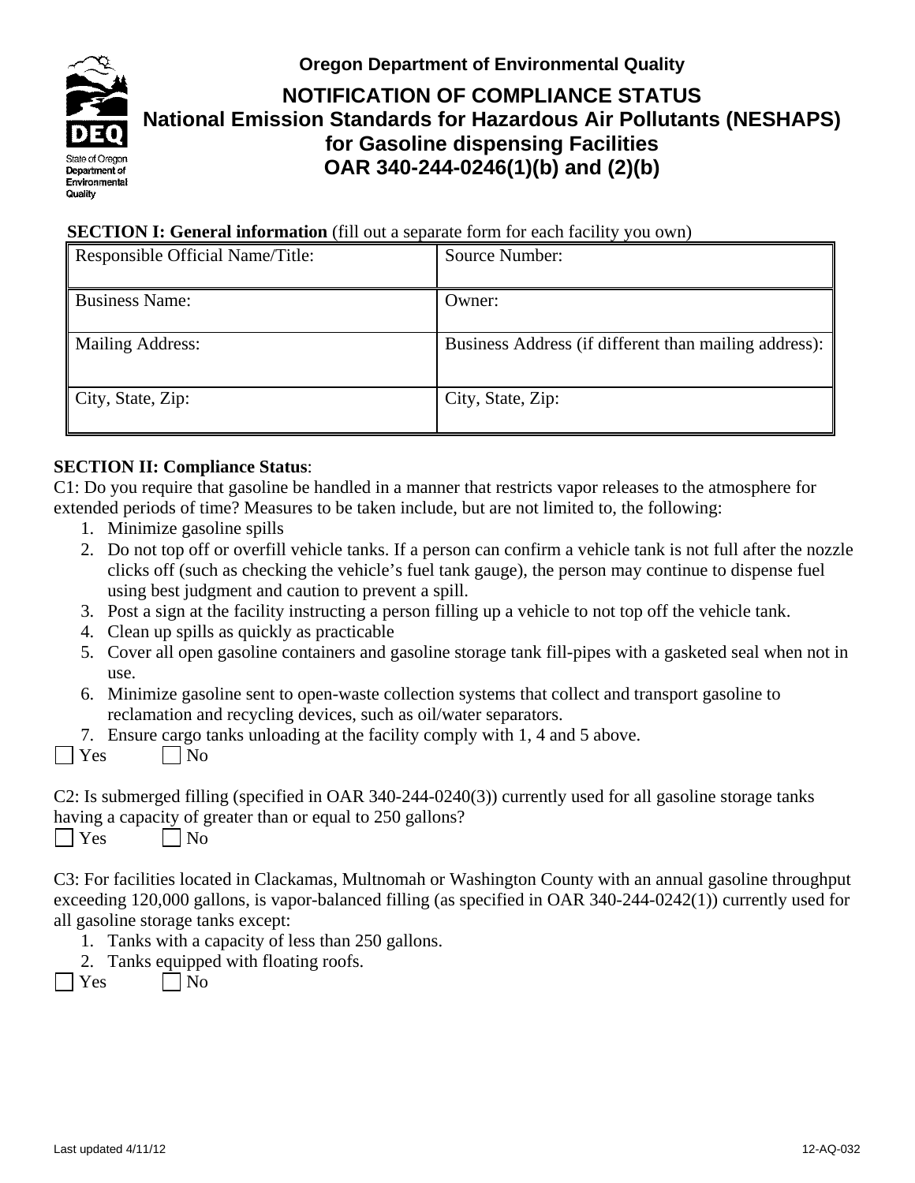Oregon Department of Environmental Quality

# NOTIFICATION OF COMPLIANCE STATUS
## National Emission Standards for Hazardous Air Pollutants (NESHAPS) for Gasoline dispensing Facilities
## OAR 340-244-0246(1)(b) and (2)(b)

**SECTION I: General information** (fill out a separate form for each facility you own)

| Responsible Official Name/Title: | Source Number: |
|---|---|
| Business Name: | Owner: |
| Mailing Address: | Business Address (if different than mailing address): |
| City, State, Zip: | City, State, Zip: |

**SECTION II: Compliance Status**:

C1: Do you require that gasoline be handled in a manner that restricts vapor releases to the atmosphere for extended periods of time? Measures to be taken include, but are not limited to, the following:

1. Minimize gasoline spills
2. Do not top off or overfill vehicle tanks. If a person can confirm a vehicle tank is not full after the nozzle clicks off (such as checking the vehicle's fuel tank gauge), the person may continue to dispense fuel using best judgment and caution to prevent a spill.
3. Post a sign at the facility instructing a person filling up a vehicle to not top off the vehicle tank.
4. Clean up spills as quickly as practicable
5. Cover all open gasoline containers and gasoline storage tank fill-pipes with a gasketed seal when not in use.
6. Minimize gasoline sent to open-waste collection systems that collect and transport gasoline to reclamation and recycling devices, such as oil/water separators.
7. Ensure cargo tanks unloading at the facility comply with 1, 4 and 5 above.

☐ Yes ☐ No

C2: Is submerged filling (specified in OAR 340-244-0240(3)) currently used for all gasoline storage tanks having a capacity of greater than or equal to 250 gallons?

☐ Yes ☐ No

C3: For facilities located in Clackamas, Multnomah or Washington County with an annual gasoline throughput exceeding 120,000 gallons, is vapor-balanced filling (as specified in OAR 340-244-0242(1)) currently used for all gasoline storage tanks except:

1. Tanks with a capacity of less than 250 gallons.
2. Tanks equipped with floating roofs.

☐ Yes ☐ No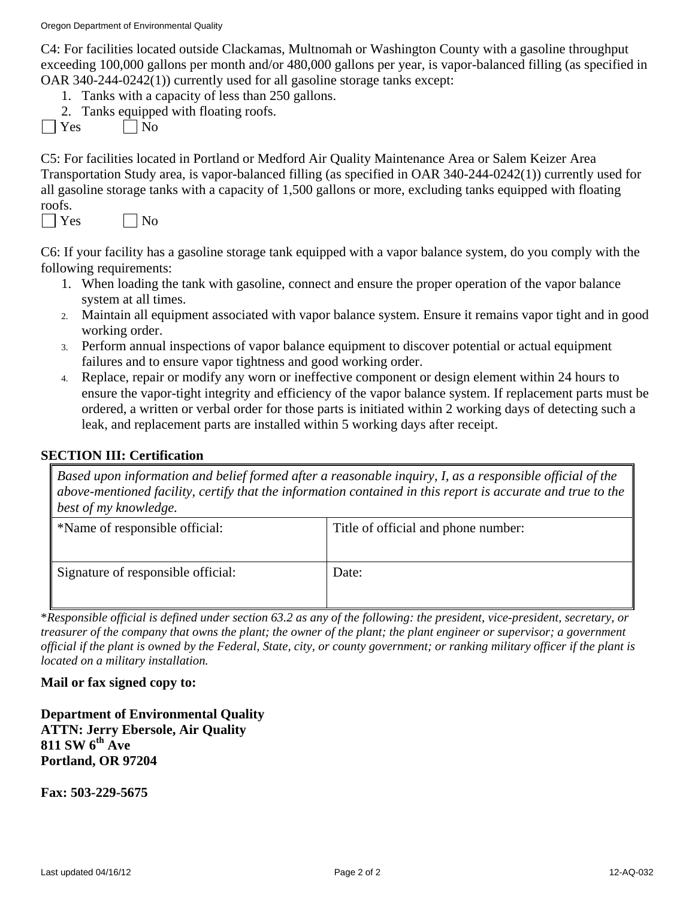C4: For facilities located outside Clackamas, Multnomah or Washington County with a gasoline throughput exceeding 100,000 gallons per month and/or 480,000 gallons per year, is vapor-balanced filling (as specified in OAR 340-244-0242(1)) currently used for all gasoline storage tanks except:

1. Tanks with a capacity of less than 250 gallons.
2. Tanks equipped with floating roofs.

☐ Yes ☐ No

C5: For facilities located in Portland or Medford Air Quality Maintenance Area or Salem Keizer Area Transportation Study area, is vapor-balanced filling (as specified in OAR 340-244-0242(1)) currently used for all gasoline storage tanks with a capacity of 1,500 gallons or more, excluding tanks equipped with floating roofs.

☐ Yes ☐ No

C6: If your facility has a gasoline storage tank equipped with a vapor balance system, do you comply with the following requirements:

1. When loading the tank with gasoline, connect and ensure the proper operation of the vapor balance system at all times.
2. Maintain all equipment associated with vapor balance system. Ensure it remains vapor tight and in good working order.
3. Perform annual inspections of vapor balance equipment to discover potential or actual equipment failures and to ensure vapor tightness and good working order.
4. Replace, repair or modify any worn or ineffective component or design element within 24 hours to ensure the vapor-tight integrity and efficiency of the vapor balance system. If replacement parts must be ordered, a written or verbal order for those parts is initiated within 2 working days of detecting such a leak, and replacement parts are installed within 5 working days after receipt.

## SECTION III: Certification

*Based upon information and belief formed after a reasonable inquiry, I, as a responsible official of the above-mentioned facility, certify that the information contained in this report is accurate and true to the best of my knowledge.*

| | |
|---|---|
| *Name of responsible official: | Title of official and phone number: |
| Signature of responsible official: | Date: |

*\*Responsible official is defined under section 63.2 as any of the following: the president, vice-president, secretary, or treasurer of the company that owns the plant; the owner of the plant; the plant engineer or supervisor; a government official if the plant is owned by the Federal, State, city, or county government; or ranking military officer if the plant is located on a military installation.*

**Mail or fax signed copy to:**

**Department of Environmental Quality**
**ATTN: Jerry Ebersole, Air Quality**
**811 SW 6th Ave**
**Portland, OR 97204**

**Fax: 503-229-5675**